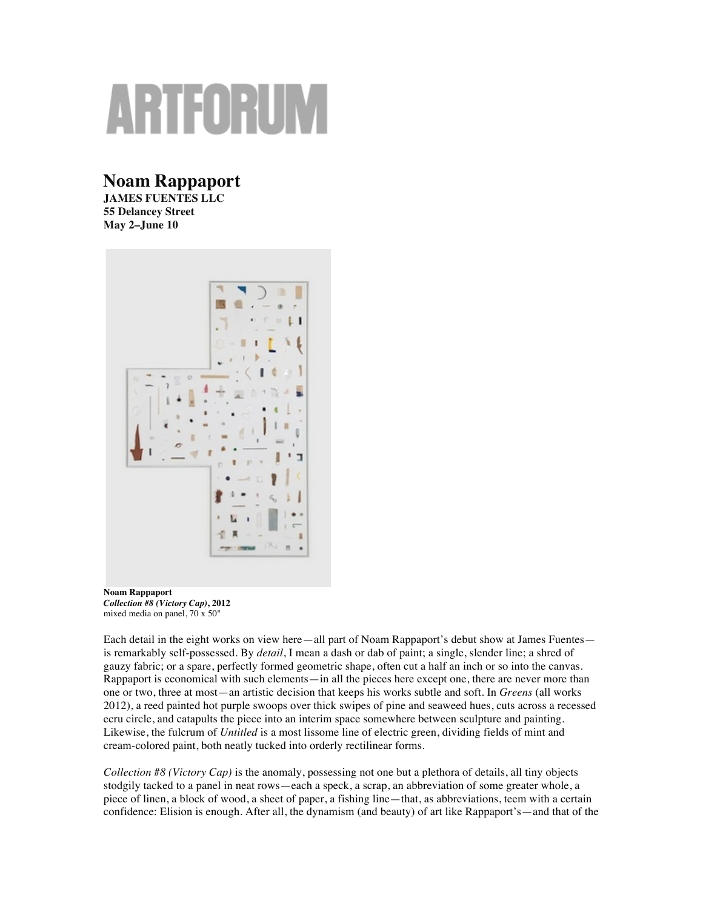# ARTFORUM

## Noam Rappaport

**JAMES FUENTES LLC**
**55 Delancey Street**
**May 2–June 10**

**Noam Rappaport**
***Collection #8 (Victory Cap)*, 2012**
mixed media on panel, 70 x 50"

Each detail in the eight works on view here—all part of Noam Rappaport's debut show at James Fuentes—is remarkably self-possessed. By *detail*, I mean a dash or dab of paint; a single, slender line; a shred of gauzy fabric; or a spare, perfectly formed geometric shape, often cut a half an inch or so into the canvas. Rappaport is economical with such elements—in all the pieces here except one, there are never more than one or two, three at most—an artistic decision that keeps his works subtle and soft. In *Greens* (all works 2012), a reed painted hot purple swoops over thick swipes of pine and seaweed hues, cuts across a recessed ecru circle, and catapults the piece into an interim space somewhere between sculpture and painting. Likewise, the fulcrum of *Untitled* is a most lissome line of electric green, dividing fields of mint and cream-colored paint, both neatly tucked into orderly rectilinear forms.

*Collection #8 (Victory Cap)* is the anomaly, possessing not one but a plethora of details, all tiny objects stodgily tacked to a panel in neat rows—each a speck, a scrap, an abbreviation of some greater whole, a piece of linen, a block of wood, a sheet of paper, a fishing line—that, as abbreviations, teem with a certain confidence: Elision is enough. After all, the dynamism (and beauty) of art like Rappaport's—and that of the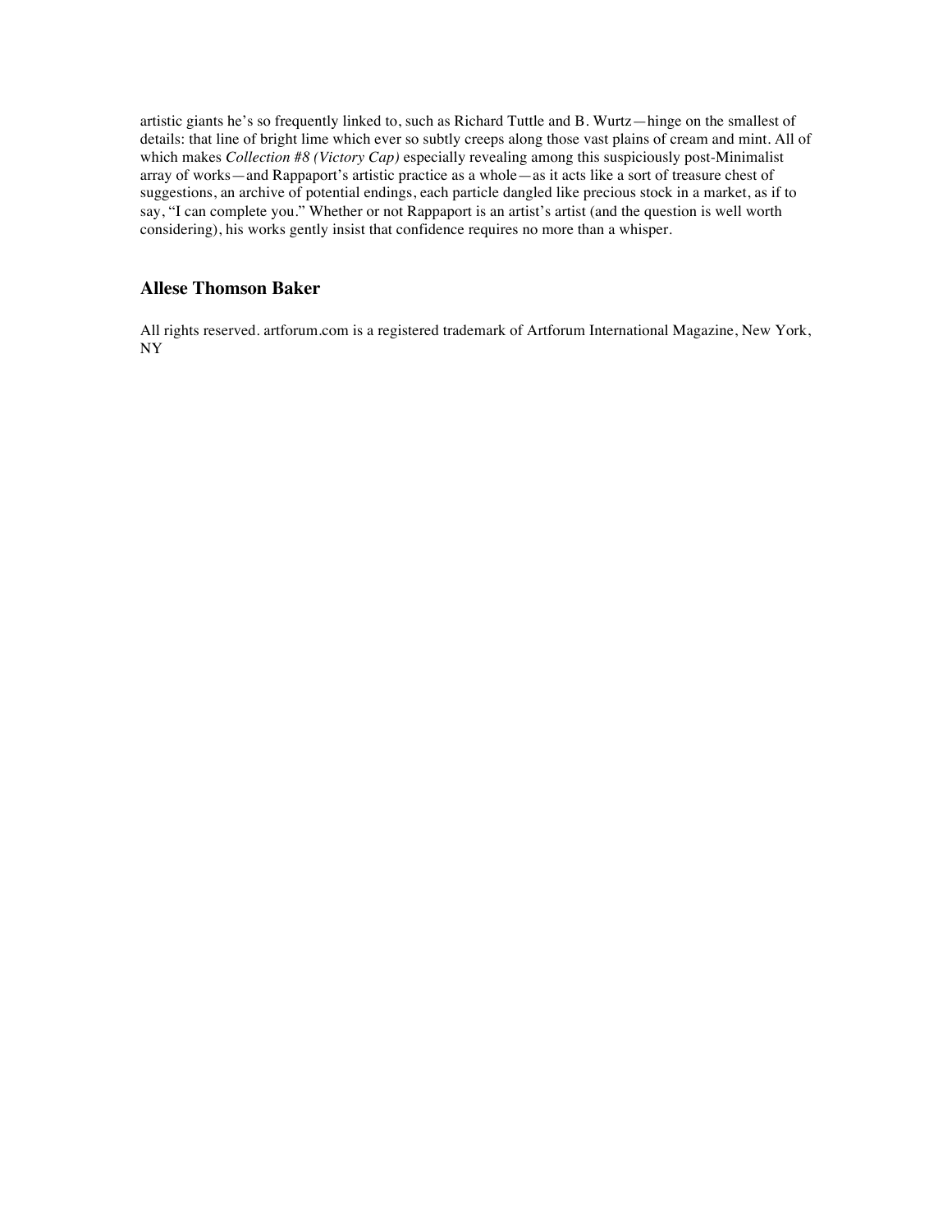artistic giants he's so frequently linked to, such as Richard Tuttle and B. Wurtz—hinge on the smallest of details: that line of bright lime which ever so subtly creeps along those vast plains of cream and mint. All of which makes *Collection #8 (Victory Cap)* especially revealing among this suspiciously post-Minimalist array of works—and Rappaport's artistic practice as a whole—as it acts like a sort of treasure chest of suggestions, an archive of potential endings, each particle dangled like precious stock in a market, as if to say, "I can complete you." Whether or not Rappaport is an artist's artist (and the question is well worth considering), his works gently insist that confidence requires no more than a whisper.

### Allese Thomson Baker

All rights reserved. artforum.com is a registered trademark of Artforum International Magazine, New York, NY